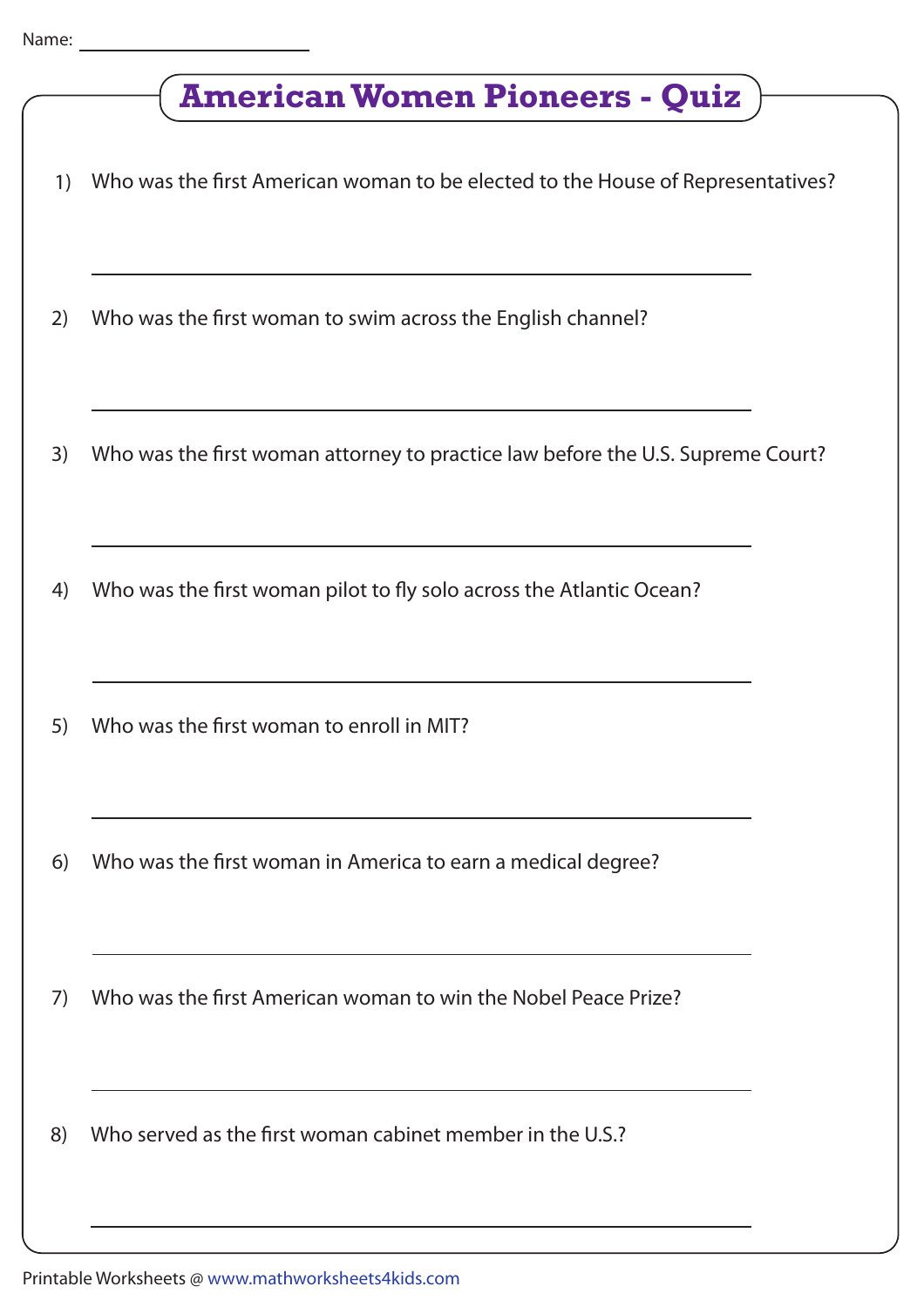Name: ________________

# American Women Pioneers - Quiz

1) Who was the first American woman to be elected to the House of Representatives?

_______________________________________________

2) Who was the first woman to swim across the English channel?

_______________________________________________

3) Who was the first woman attorney to practice law before the U.S. Supreme Court?

_______________________________________________

4) Who was the first woman pilot to fly solo across the Atlantic Ocean?

_______________________________________________

5) Who was the first woman to enroll in MIT?

_______________________________________________

6) Who was the first woman in America to earn a medical degree?

_______________________________________________

7) Who was the first American woman to win the Nobel Peace Prize?

_______________________________________________

8) Who served as the first woman cabinet member in the U.S.?

_______________________________________________

Printable Worksheets @ www.mathworksheets4kids.com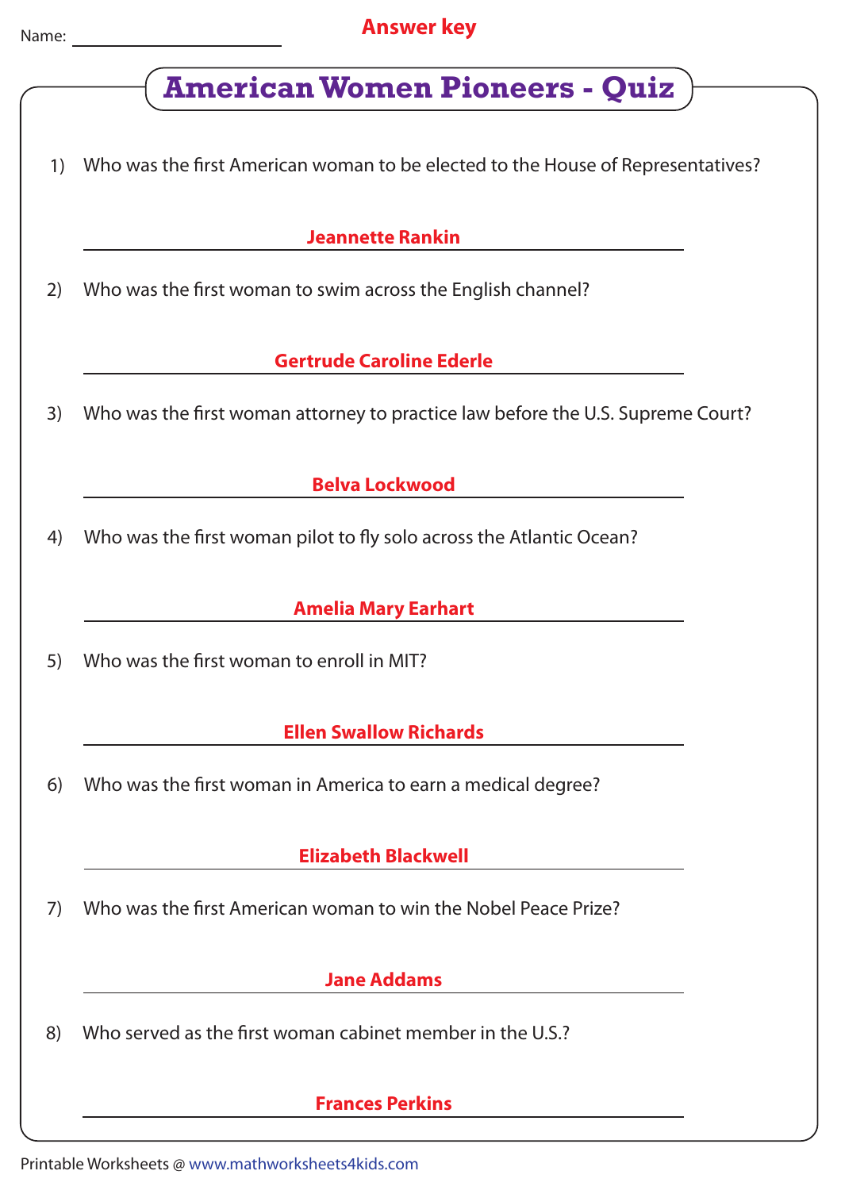Name: ____________________

**Answer key**

# American Women Pioneers - Quiz

1) Who was the first American woman to be elected to the House of Representatives?

**Jeannette Rankin**

2) Who was the first woman to swim across the English channel?

**Gertrude Caroline Ederle**

3) Who was the first woman attorney to practice law before the U.S. Supreme Court?

**Belva Lockwood**

4) Who was the first woman pilot to fly solo across the Atlantic Ocean?

**Amelia Mary Earhart**

5) Who was the first woman to enroll in MIT?

**Ellen Swallow Richards**

6) Who was the first woman in America to earn a medical degree?

**Elizabeth Blackwell**

7) Who was the first American woman to win the Nobel Peace Prize?

**Jane Addams**

8) Who served as the first woman cabinet member in the U.S.?

**Frances Perkins**

Printable Worksheets @ www.mathworksheets4kids.com